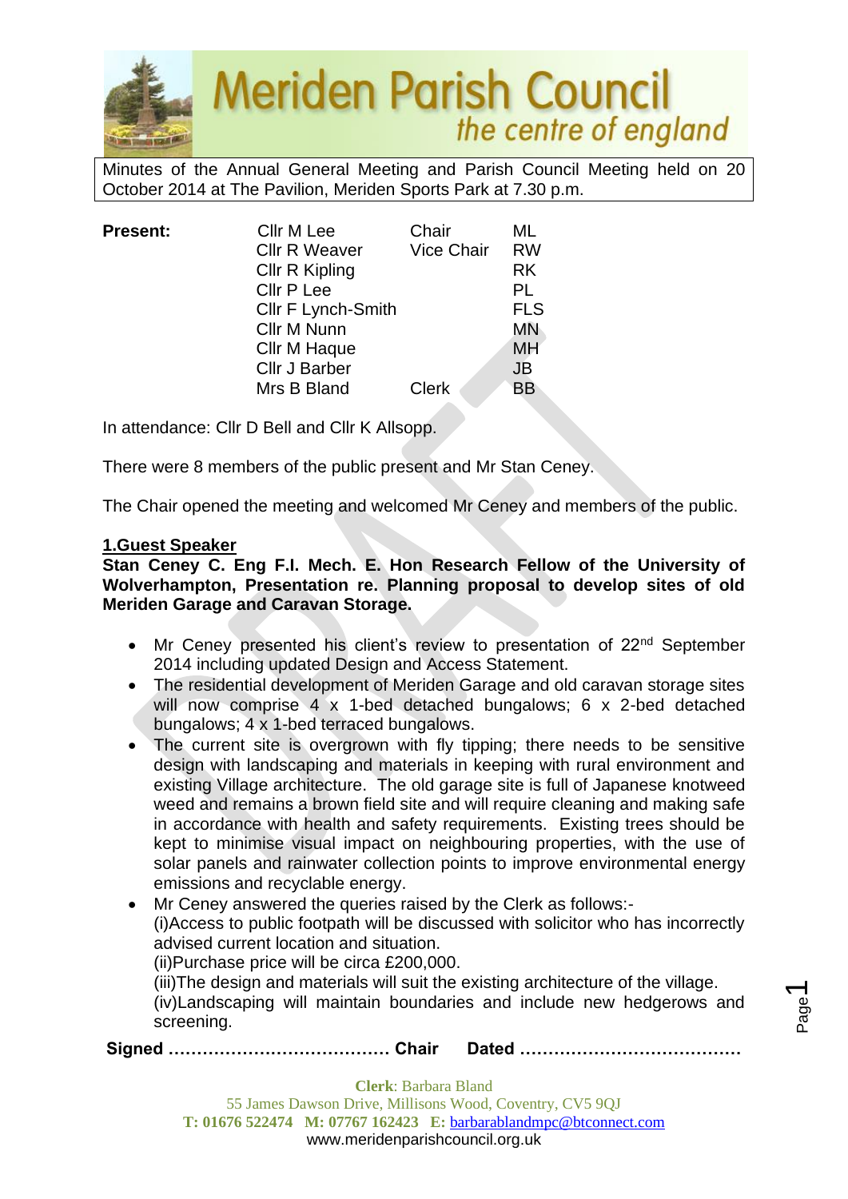# Meriden Parish Council
*the centre of england*

Minutes of the Annual General Meeting and Parish Council Meeting held on 20 October 2014 at The Pavilion, Meriden Sports Park at 7.30 p.m.

| **Present:** | Cllr M Lee | Chair | ML |
|---|---|---|---|
| | Cllr R Weaver | Vice Chair | RW |
| | Cllr R Kipling | | RK |
| | Cllr P Lee | | PL |
| | Cllr F Lynch-Smith | | FLS |
| | Cllr M Nunn | | MN |
| | Cllr M Haque | | MH |
| | Cllr J Barber | | JB |
| | Mrs B Bland | Clerk | BB |

In attendance: Cllr D Bell and Cllr K Allsopp.

There were 8 members of the public present and Mr Stan Ceney.

The Chair opened the meeting and welcomed Mr Ceney and members of the public.

## 1.Guest Speaker

**Stan Ceney C. Eng F.I. Mech. E. Hon Research Fellow of the University of Wolverhampton, Presentation re. Planning proposal to develop sites of old Meriden Garage and Caravan Storage.**

- Mr Ceney presented his client's review to presentation of 22nd September 2014 including updated Design and Access Statement.
- The residential development of Meriden Garage and old caravan storage sites will now comprise 4 x 1-bed detached bungalows; 6 x 2-bed detached bungalows; 4 x 1-bed terraced bungalows.
- The current site is overgrown with fly tipping; there needs to be sensitive design with landscaping and materials in keeping with rural environment and existing Village architecture. The old garage site is full of Japanese knotweed weed and remains a brown field site and will require cleaning and making safe in accordance with health and safety requirements. Existing trees should be kept to minimise visual impact on neighbouring properties, with the use of solar panels and rainwater collection points to improve environmental energy emissions and recyclable energy.
- Mr Ceney answered the queries raised by the Clerk as follows:-
  (i)Access to public footpath will be discussed with solicitor who has incorrectly advised current location and situation.
  (ii)Purchase price will be circa £200,000.
  (iii)The design and materials will suit the existing architecture of the village.
  (iv)Landscaping will maintain boundaries and include new hedgerows and screening.

**Signed ………………………………… Chair Dated …………………………………**

**Clerk**: Barbara Bland
55 James Dawson Drive, Millisons Wood, Coventry, CV5 9QJ
**T: 01676 522474 M: 07767 162423 E:** barbarablandmpc@btconnect.com
www.meridenparishcouncil.org.uk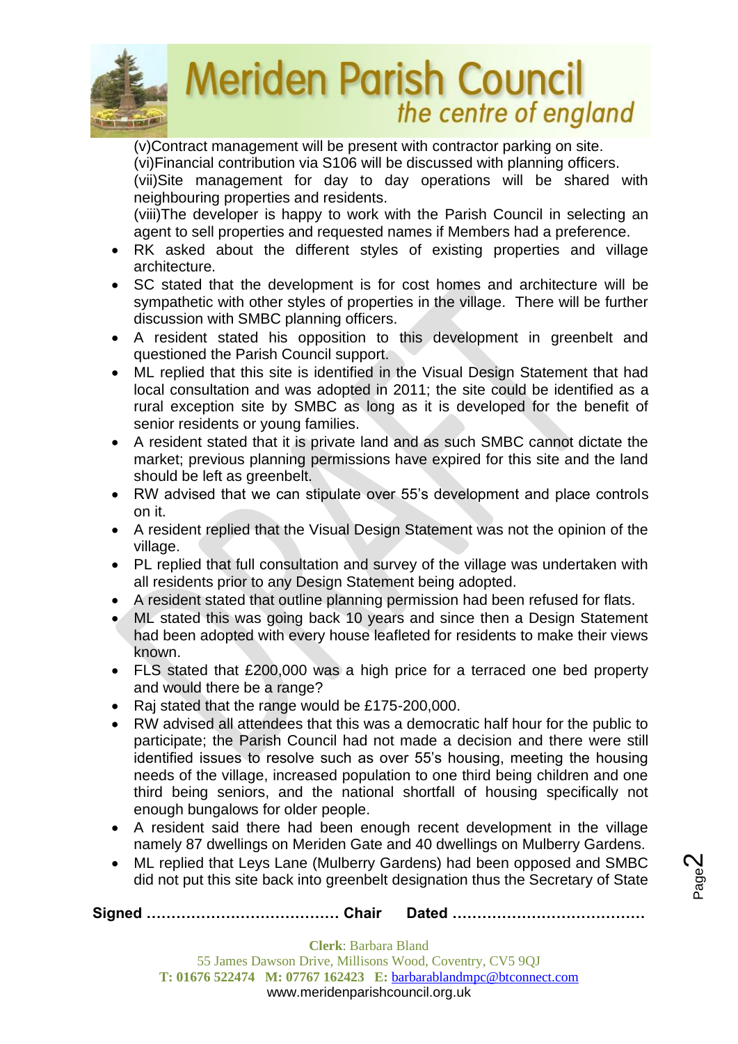(v)Contract management will be present with contractor parking on site.
(vi)Financial contribution via S106 will be discussed with planning officers.
(vii)Site management for day to day operations will be shared with neighbouring properties and residents.
(viii)The developer is happy to work with the Parish Council in selecting an agent to sell properties and requested names if Members had a preference.

- RK asked about the different styles of existing properties and village architecture.
- SC stated that the development is for cost homes and architecture will be sympathetic with other styles of properties in the village. There will be further discussion with SMBC planning officers.
- A resident stated his opposition to this development in greenbelt and questioned the Parish Council support.
- ML replied that this site is identified in the Visual Design Statement that had local consultation and was adopted in 2011; the site could be identified as a rural exception site by SMBC as long as it is developed for the benefit of senior residents or young families.
- A resident stated that it is private land and as such SMBC cannot dictate the market; previous planning permissions have expired for this site and the land should be left as greenbelt.
- RW advised that we can stipulate over 55's development and place controls on it.
- A resident replied that the Visual Design Statement was not the opinion of the village.
- PL replied that full consultation and survey of the village was undertaken with all residents prior to any Design Statement being adopted.
- A resident stated that outline planning permission had been refused for flats.
- ML stated this was going back 10 years and since then a Design Statement had been adopted with every house leafleted for residents to make their views known.
- FLS stated that £200,000 was a high price for a terraced one bed property and would there be a range?
- Raj stated that the range would be £175-200,000.
- RW advised all attendees that this was a democratic half hour for the public to participate; the Parish Council had not made a decision and there were still identified issues to resolve such as over 55's housing, meeting the housing needs of the village, increased population to one third being children and one third being seniors, and the national shortfall of housing specifically not enough bungalows for older people.
- A resident said there had been enough recent development in the village namely 87 dwellings on Meriden Gate and 40 dwellings on Mulberry Gardens.
- ML replied that Leys Lane (Mulberry Gardens) had been opposed and SMBC did not put this site back into greenbelt designation thus the Secretary of State

**Signed ………………………………… Chair Dated …………………………………**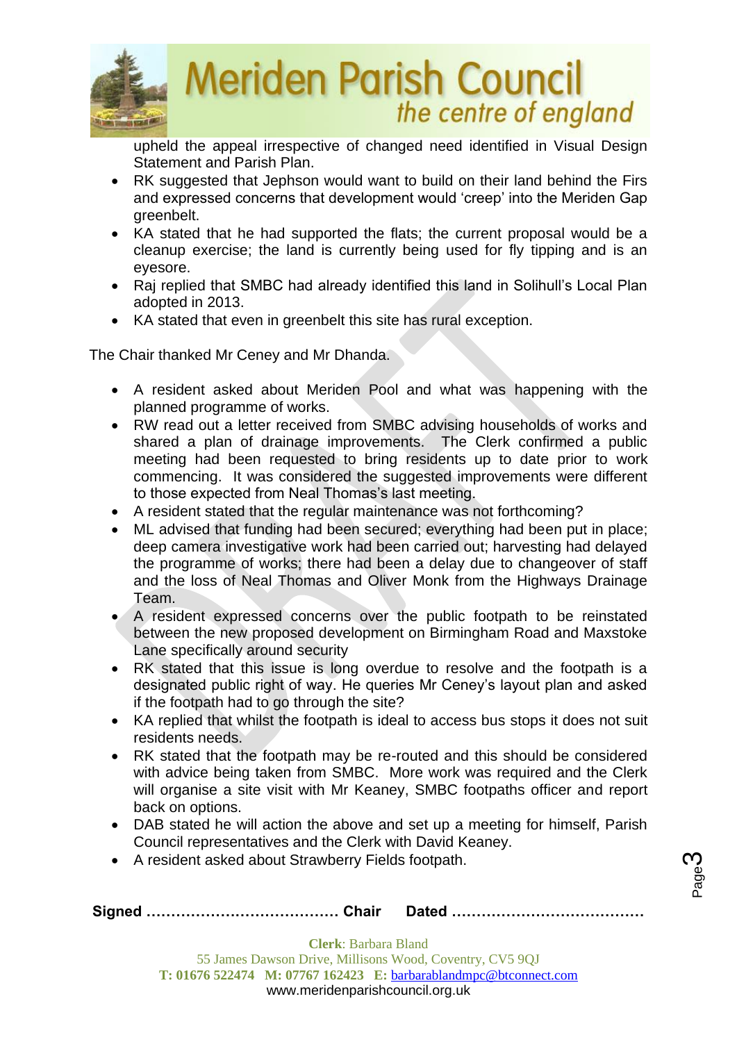upheld the appeal irrespective of changed need identified in Visual Design Statement and Parish Plan.

- RK suggested that Jephson would want to build on their land behind the Firs and expressed concerns that development would 'creep' into the Meriden Gap greenbelt.
- KA stated that he had supported the flats; the current proposal would be a cleanup exercise; the land is currently being used for fly tipping and is an eyesore.
- Raj replied that SMBC had already identified this land in Solihull's Local Plan adopted in 2013.
- KA stated that even in greenbelt this site has rural exception.

The Chair thanked Mr Ceney and Mr Dhanda.

- A resident asked about Meriden Pool and what was happening with the planned programme of works.
- RW read out a letter received from SMBC advising households of works and shared a plan of drainage improvements. The Clerk confirmed a public meeting had been requested to bring residents up to date prior to work commencing. It was considered the suggested improvements were different to those expected from Neal Thomas's last meeting.
- A resident stated that the regular maintenance was not forthcoming?
- ML advised that funding had been secured; everything had been put in place; deep camera investigative work had been carried out; harvesting had delayed the programme of works; there had been a delay due to changeover of staff and the loss of Neal Thomas and Oliver Monk from the Highways Drainage Team.
- A resident expressed concerns over the public footpath to be reinstated between the new proposed development on Birmingham Road and Maxstoke Lane specifically around security
- RK stated that this issue is long overdue to resolve and the footpath is a designated public right of way. He queries Mr Ceney's layout plan and asked if the footpath had to go through the site?
- KA replied that whilst the footpath is ideal to access bus stops it does not suit residents needs.
- RK stated that the footpath may be re-routed and this should be considered with advice being taken from SMBC. More work was required and the Clerk will organise a site visit with Mr Keaney, SMBC footpaths officer and report back on options.
- DAB stated he will action the above and set up a meeting for himself, Parish Council representatives and the Clerk with David Keaney.
- A resident asked about Strawberry Fields footpath.

**Signed ………………………………… Chair  Dated …………………………………**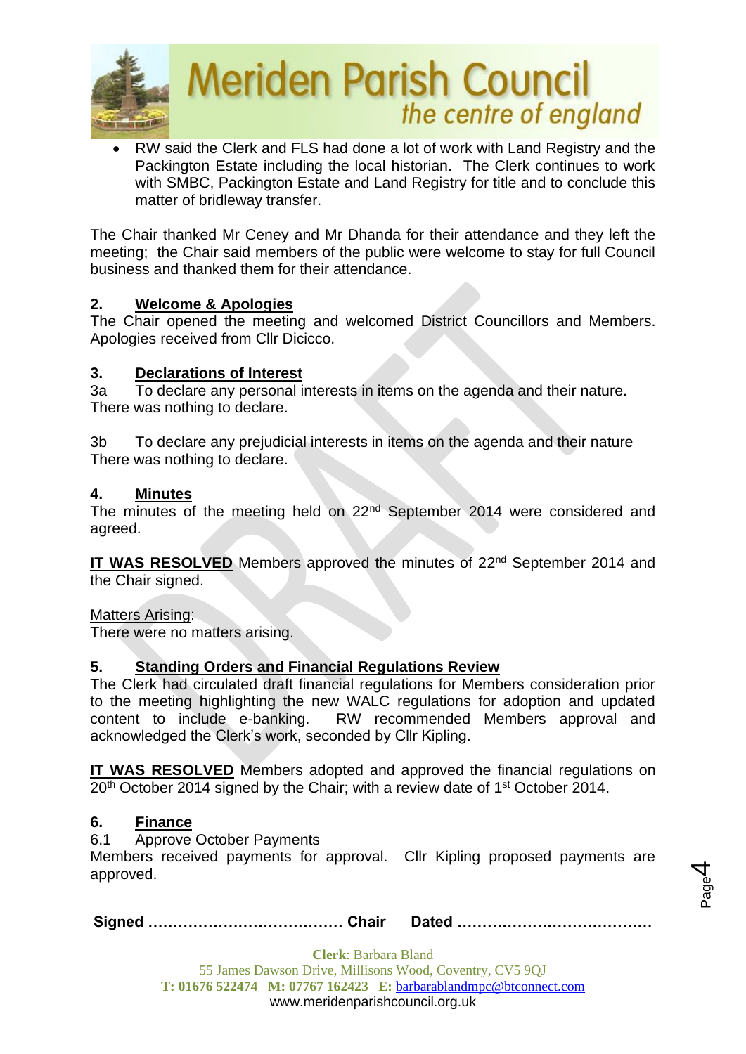- RW said the Clerk and FLS had done a lot of work with Land Registry and the Packington Estate including the local historian. The Clerk continues to work with SMBC, Packington Estate and Land Registry for title and to conclude this matter of bridleway transfer.

The Chair thanked Mr Ceney and Mr Dhanda for their attendance and they left the meeting; the Chair said members of the public were welcome to stay for full Council business and thanked them for their attendance.

## 2. Welcome & Apologies

The Chair opened the meeting and welcomed District Councillors and Members. Apologies received from Cllr Dicicco.

## 3. Declarations of Interest

3a To declare any personal interests in items on the agenda and their nature.
There was nothing to declare.

3b To declare any prejudicial interests in items on the agenda and their nature
There was nothing to declare.

## 4. Minutes

The minutes of the meeting held on 22nd September 2014 were considered and agreed.

**IT WAS RESOLVED** Members approved the minutes of 22nd September 2014 and the Chair signed.

Matters Arising:
There were no matters arising.

## 5. Standing Orders and Financial Regulations Review

The Clerk had circulated draft financial regulations for Members consideration prior to the meeting highlighting the new WALC regulations for adoption and updated content to include e-banking. RW recommended Members approval and acknowledged the Clerk's work, seconded by Cllr Kipling.

**IT WAS RESOLVED** Members adopted and approved the financial regulations on 20th October 2014 signed by the Chair; with a review date of 1st October 2014.

## 6. Finance

6.1 Approve October Payments
Members received payments for approval. Cllr Kipling proposed payments are approved.

**Signed ………………………………… Chair Dated …………………………………**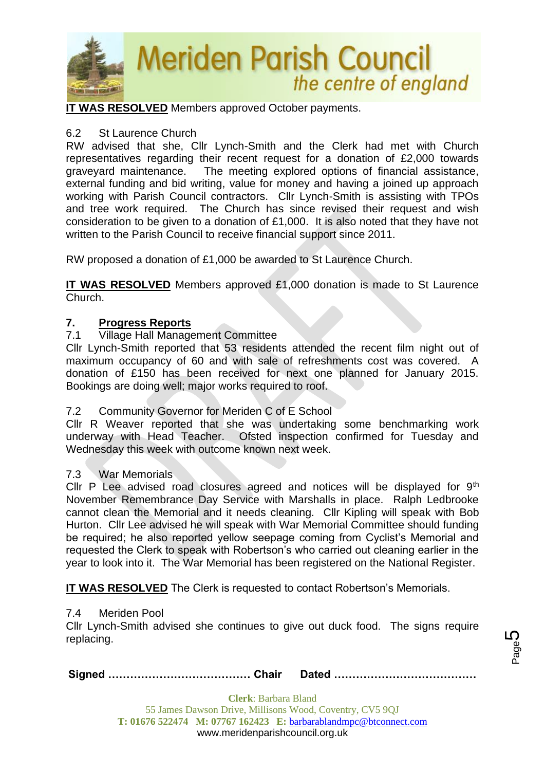**IT WAS RESOLVED** Members approved October payments.

6.2 St Laurence Church

RW advised that she, Cllr Lynch-Smith and the Clerk had met with Church representatives regarding their recent request for a donation of £2,000 towards graveyard maintenance. The meeting explored options of financial assistance, external funding and bid writing, value for money and having a joined up approach working with Parish Council contractors. Cllr Lynch-Smith is assisting with TPOs and tree work required. The Church has since revised their request and wish consideration to be given to a donation of £1,000. It is also noted that they have not written to the Parish Council to receive financial support since 2011.

RW proposed a donation of £1,000 be awarded to St Laurence Church.

**IT WAS RESOLVED** Members approved £1,000 donation is made to St Laurence Church.

## 7. Progress Reports

7.1 Village Hall Management Committee

Cllr Lynch-Smith reported that 53 residents attended the recent film night out of maximum occupancy of 60 and with sale of refreshments cost was covered. A donation of £150 has been received for next one planned for January 2015. Bookings are doing well; major works required to roof.

7.2 Community Governor for Meriden C of E School

Cllr R Weaver reported that she was undertaking some benchmarking work underway with Head Teacher. Ofsted inspection confirmed for Tuesday and Wednesday this week with outcome known next week.

7.3 War Memorials

Cllr P Lee advised road closures agreed and notices will be displayed for 9th November Remembrance Day Service with Marshalls in place. Ralph Ledbrooke cannot clean the Memorial and it needs cleaning. Cllr Kipling will speak with Bob Hurton. Cllr Lee advised he will speak with War Memorial Committee should funding be required; he also reported yellow seepage coming from Cyclist's Memorial and requested the Clerk to speak with Robertson's who carried out cleaning earlier in the year to look into it. The War Memorial has been registered on the National Register.

**IT WAS RESOLVED** The Clerk is requested to contact Robertson's Memorials.

7.4 Meriden Pool

Cllr Lynch-Smith advised she continues to give out duck food. The signs require replacing.

**Signed ………………………………… Chair Dated …………………………………**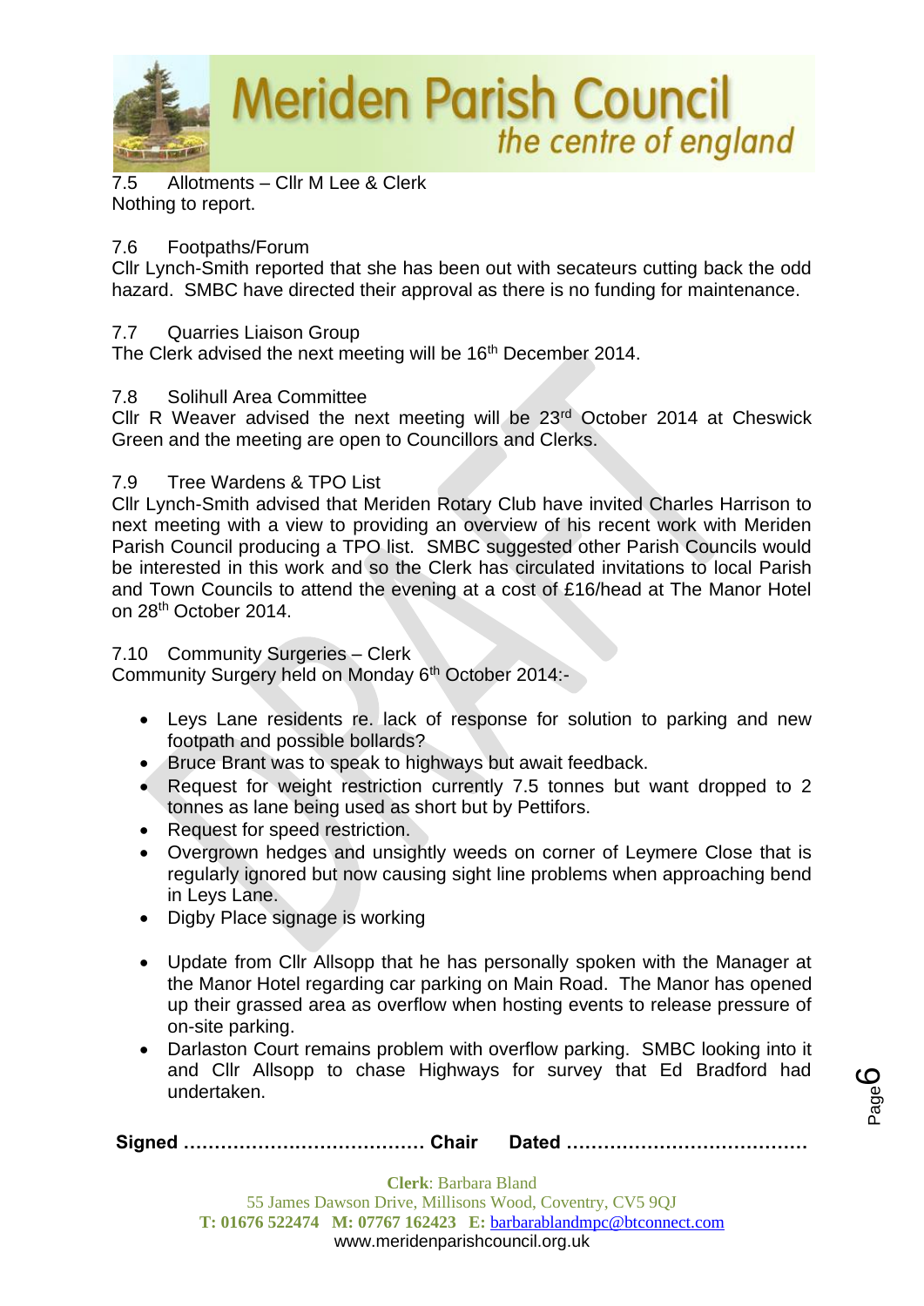7.5 Allotments – Cllr M Lee & Clerk

Nothing to report.

7.6 Footpaths/Forum

Cllr Lynch-Smith reported that she has been out with secateurs cutting back the odd hazard. SMBC have directed their approval as there is no funding for maintenance.

7.7 Quarries Liaison Group

The Clerk advised the next meeting will be 16th December 2014.

7.8 Solihull Area Committee

Cllr R Weaver advised the next meeting will be 23rd October 2014 at Cheswick Green and the meeting are open to Councillors and Clerks.

7.9 Tree Wardens & TPO List

Cllr Lynch-Smith advised that Meriden Rotary Club have invited Charles Harrison to next meeting with a view to providing an overview of his recent work with Meriden Parish Council producing a TPO list. SMBC suggested other Parish Councils would be interested in this work and so the Clerk has circulated invitations to local Parish and Town Councils to attend the evening at a cost of £16/head at The Manor Hotel on 28th October 2014.

7.10 Community Surgeries – Clerk

Community Surgery held on Monday 6th October 2014:-

- Leys Lane residents re. lack of response for solution to parking and new footpath and possible bollards?
- Bruce Brant was to speak to highways but await feedback.
- Request for weight restriction currently 7.5 tonnes but want dropped to 2 tonnes as lane being used as short but by Pettifors.
- Request for speed restriction.
- Overgrown hedges and unsightly weeds on corner of Leymere Close that is regularly ignored but now causing sight line problems when approaching bend in Leys Lane.
- Digby Place signage is working

- Update from Cllr Allsopp that he has personally spoken with the Manager at the Manor Hotel regarding car parking on Main Road. The Manor has opened up their grassed area as overflow when hosting events to release pressure of on-site parking.
- Darlaston Court remains problem with overflow parking. SMBC looking into it and Cllr Allsopp to chase Highways for survey that Ed Bradford had undertaken.

**Signed ………………………………… Chair Dated …………………………………**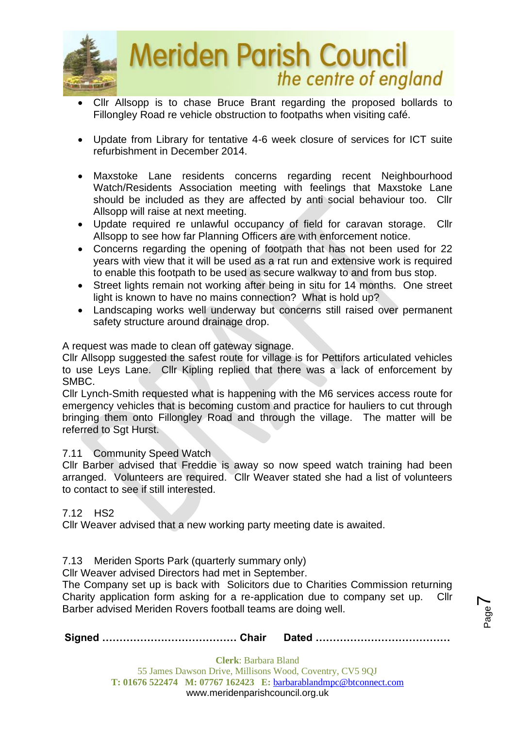- Cllr Allsopp is to chase Bruce Brant regarding the proposed bollards to Fillongley Road re vehicle obstruction to footpaths when visiting café.

- Update from Library for tentative 4-6 week closure of services for ICT suite refurbishment in December 2014.

- Maxstoke Lane residents concerns regarding recent Neighbourhood Watch/Residents Association meeting with feelings that Maxstoke Lane should be included as they are affected by anti social behaviour too. Cllr Allsopp will raise at next meeting.
- Update required re unlawful occupancy of field for caravan storage. Cllr Allsopp to see how far Planning Officers are with enforcement notice.
- Concerns regarding the opening of footpath that has not been used for 22 years with view that it will be used as a rat run and extensive work is required to enable this footpath to be used as secure walkway to and from bus stop.
- Street lights remain not working after being in situ for 14 months. One street light is known to have no mains connection? What is hold up?
- Landscaping works well underway but concerns still raised over permanent safety structure around drainage drop.

A request was made to clean off gateway signage.
Cllr Allsopp suggested the safest route for village is for Pettifors articulated vehicles to use Leys Lane. Cllr Kipling replied that there was a lack of enforcement by SMBC.
Cllr Lynch-Smith requested what is happening with the M6 services access route for emergency vehicles that is becoming custom and practice for hauliers to cut through bringing them onto Fillongley Road and through the village. The matter will be referred to Sgt Hurst.

7.11 Community Speed Watch
Cllr Barber advised that Freddie is away so now speed watch training had been arranged. Volunteers are required. Cllr Weaver stated she had a list of volunteers to contact to see if still interested.

7.12 HS2
Cllr Weaver advised that a new working party meeting date is awaited.

7.13 Meriden Sports Park (quarterly summary only)
Cllr Weaver advised Directors had met in September.
The Company set up is back with Solicitors due to Charities Commission returning Charity application form asking for a re-application due to company set up. Cllr Barber advised Meriden Rovers football teams are doing well.

**Signed ………………………………… Chair  Dated …………………………………**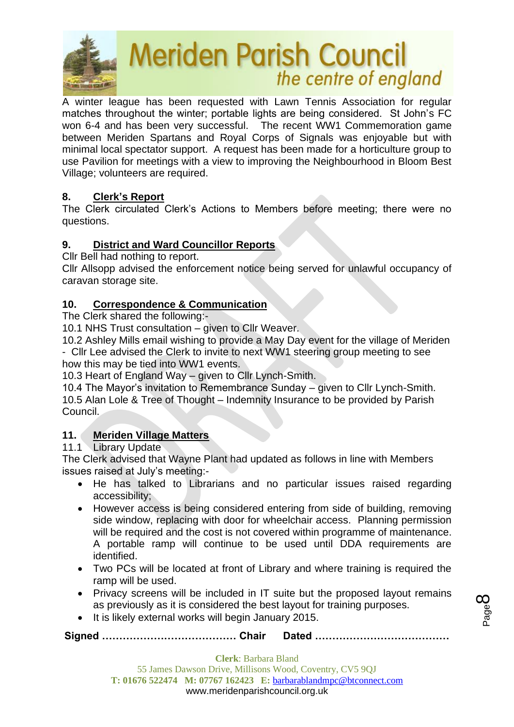A winter league has been requested with Lawn Tennis Association for regular matches throughout the winter; portable lights are being considered. St John's FC won 6-4 and has been very successful. The recent WW1 Commemoration game between Meriden Spartans and Royal Corps of Signals was enjoyable but with minimal local spectator support. A request has been made for a horticulture group to use Pavilion for meetings with a view to improving the Neighbourhood in Bloom Best Village; volunteers are required.

## 8. Clerk's Report

The Clerk circulated Clerk's Actions to Members before meeting; there were no questions.

## 9. District and Ward Councillor Reports

Cllr Bell had nothing to report.
Cllr Allsopp advised the enforcement notice being served for unlawful occupancy of caravan storage site.

## 10. Correspondence & Communication

The Clerk shared the following:-

10.1 NHS Trust consultation – given to Cllr Weaver.
10.2 Ashley Mills email wishing to provide a May Day event for the village of Meriden - Cllr Lee advised the Clerk to invite to next WW1 steering group meeting to see how this may be tied into WW1 events.
10.3 Heart of England Way – given to Cllr Lynch-Smith.
10.4 The Mayor's invitation to Remembrance Sunday – given to Cllr Lynch-Smith.
10.5 Alan Lole & Tree of Thought – Indemnity Insurance to be provided by Parish Council.

## 11. Meriden Village Matters

11.1 Library Update

The Clerk advised that Wayne Plant had updated as follows in line with Members issues raised at July's meeting:-

- He has talked to Librarians and no particular issues raised regarding accessibility;
- However access is being considered entering from side of building, removing side window, replacing with door for wheelchair access. Planning permission will be required and the cost is not covered within programme of maintenance. A portable ramp will continue to be used until DDA requirements are identified.
- Two PCs will be located at front of Library and where training is required the ramp will be used.
- Privacy screens will be included in IT suite but the proposed layout remains as previously as it is considered the best layout for training purposes.
- It is likely external works will begin January 2015.

**Signed ………………………………… Chair Dated …………………………………**

**Clerk**: Barbara Bland
55 James Dawson Drive, Millisons Wood, Coventry, CV5 9QJ
**T: 01676 522474 M: 07767 162423 E:** barbarablandmpc@btconnect.com
www.meridenparishcouncil.org.uk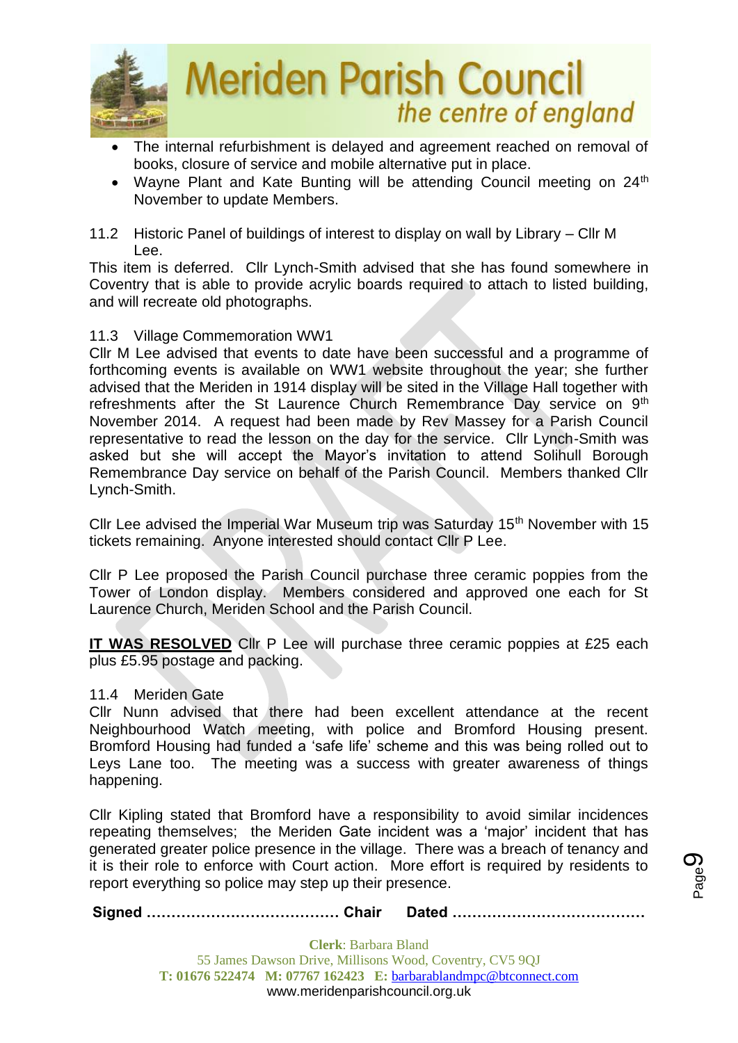- The internal refurbishment is delayed and agreement reached on removal of books, closure of service and mobile alternative put in place.
- Wayne Plant and Kate Bunting will be attending Council meeting on 24th November to update Members.

11.2 Historic Panel of buildings of interest to display on wall by Library – Cllr M Lee.

This item is deferred. Cllr Lynch-Smith advised that she has found somewhere in Coventry that is able to provide acrylic boards required to attach to listed building, and will recreate old photographs.

11.3 Village Commemoration WW1

Cllr M Lee advised that events to date have been successful and a programme of forthcoming events is available on WW1 website throughout the year; she further advised that the Meriden in 1914 display will be sited in the Village Hall together with refreshments after the St Laurence Church Remembrance Day service on 9th November 2014. A request had been made by Rev Massey for a Parish Council representative to read the lesson on the day for the service. Cllr Lynch-Smith was asked but she will accept the Mayor's invitation to attend Solihull Borough Remembrance Day service on behalf of the Parish Council. Members thanked Cllr Lynch-Smith.

Cllr Lee advised the Imperial War Museum trip was Saturday 15th November with 15 tickets remaining. Anyone interested should contact Cllr P Lee.

Cllr P Lee proposed the Parish Council purchase three ceramic poppies from the Tower of London display. Members considered and approved one each for St Laurence Church, Meriden School and the Parish Council.

**IT WAS RESOLVED** Cllr P Lee will purchase three ceramic poppies at £25 each plus £5.95 postage and packing.

11.4 Meriden Gate

Cllr Nunn advised that there had been excellent attendance at the recent Neighbourhood Watch meeting, with police and Bromford Housing present. Bromford Housing had funded a 'safe life' scheme and this was being rolled out to Leys Lane too. The meeting was a success with greater awareness of things happening.

Cllr Kipling stated that Bromford have a responsibility to avoid similar incidences repeating themselves; the Meriden Gate incident was a 'major' incident that has generated greater police presence in the village. There was a breach of tenancy and it is their role to enforce with Court action. More effort is required by residents to report everything so police may step up their presence.

**Signed ………………………………… Chair Dated …………………………………**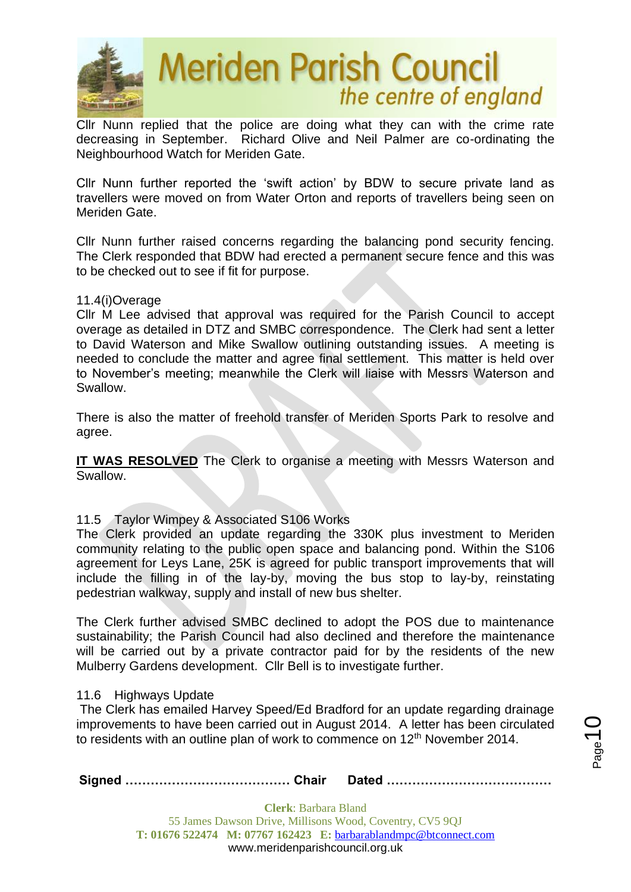Cllr Nunn replied that the police are doing what they can with the crime rate decreasing in September. Richard Olive and Neil Palmer are co-ordinating the Neighbourhood Watch for Meriden Gate.

Cllr Nunn further reported the 'swift action' by BDW to secure private land as travellers were moved on from Water Orton and reports of travellers being seen on Meriden Gate.

Cllr Nunn further raised concerns regarding the balancing pond security fencing. The Clerk responded that BDW had erected a permanent secure fence and this was to be checked out to see if fit for purpose.

11.4(i)Overage

Cllr M Lee advised that approval was required for the Parish Council to accept overage as detailed in DTZ and SMBC correspondence. The Clerk had sent a letter to David Waterson and Mike Swallow outlining outstanding issues. A meeting is needed to conclude the matter and agree final settlement. This matter is held over to November's meeting; meanwhile the Clerk will liaise with Messrs Waterson and Swallow.

There is also the matter of freehold transfer of Meriden Sports Park to resolve and agree.

**IT WAS RESOLVED** The Clerk to organise a meeting with Messrs Waterson and Swallow.

11.5 Taylor Wimpey & Associated S106 Works

The Clerk provided an update regarding the 330K plus investment to Meriden community relating to the public open space and balancing pond. Within the S106 agreement for Leys Lane, 25K is agreed for public transport improvements that will include the filling in of the lay-by, moving the bus stop to lay-by, reinstating pedestrian walkway, supply and install of new bus shelter.

The Clerk further advised SMBC declined to adopt the POS due to maintenance sustainability; the Parish Council had also declined and therefore the maintenance will be carried out by a private contractor paid for by the residents of the new Mulberry Gardens development. Cllr Bell is to investigate further.

11.6 Highways Update

The Clerk has emailed Harvey Speed/Ed Bradford for an update regarding drainage improvements to have been carried out in August 2014. A letter has been circulated to residents with an outline plan of work to commence on 12th November 2014.

**Signed ………………………………… Chair Dated …………………………………**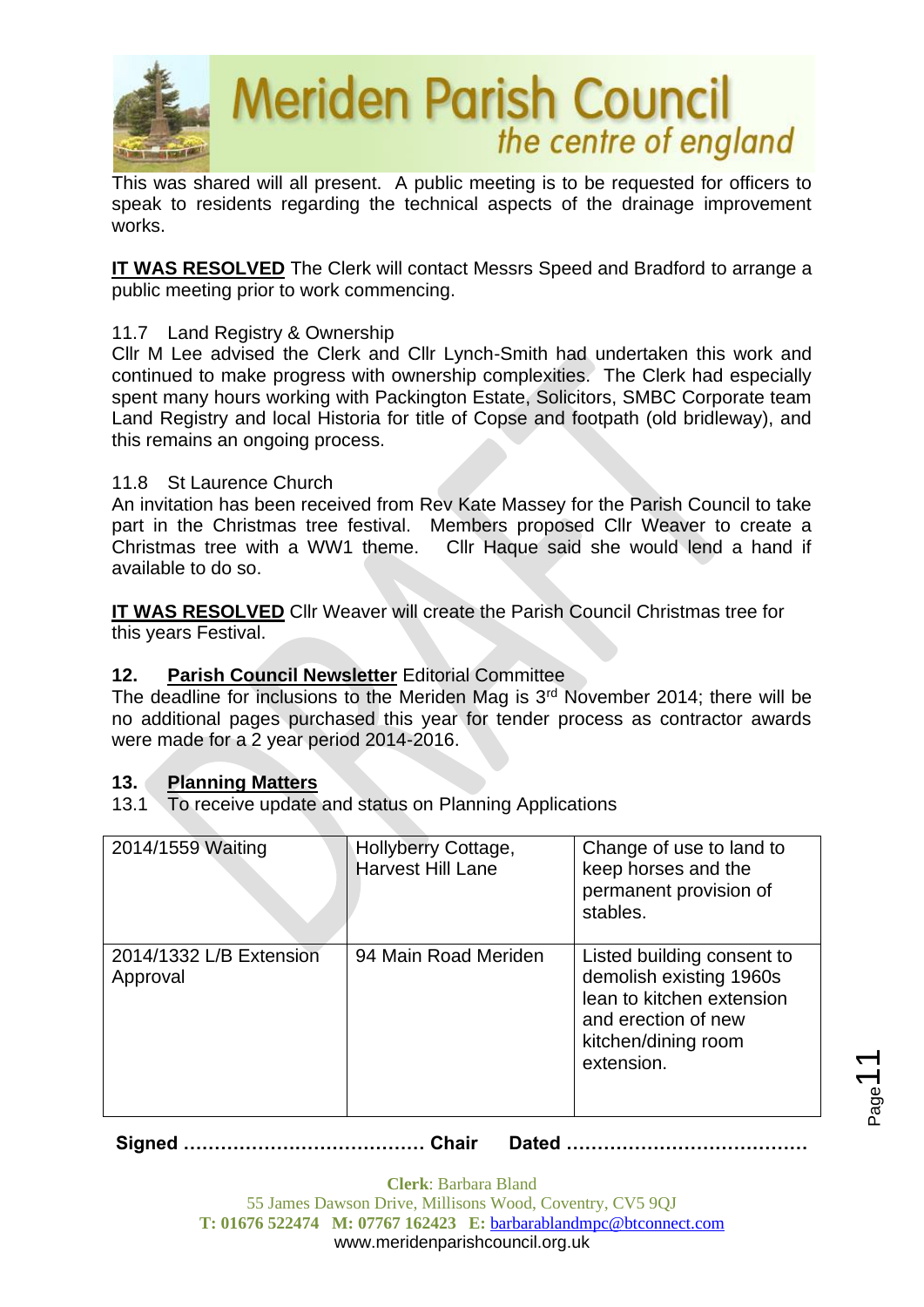This was shared will all present. A public meeting is to be requested for officers to speak to residents regarding the technical aspects of the drainage improvement works.

**IT WAS RESOLVED** The Clerk will contact Messrs Speed and Bradford to arrange a public meeting prior to work commencing.

11.7 Land Registry & Ownership

Cllr M Lee advised the Clerk and Cllr Lynch-Smith had undertaken this work and continued to make progress with ownership complexities. The Clerk had especially spent many hours working with Packington Estate, Solicitors, SMBC Corporate team Land Registry and local Historia for title of Copse and footpath (old bridleway), and this remains an ongoing process.

11.8 St Laurence Church

An invitation has been received from Rev Kate Massey for the Parish Council to take part in the Christmas tree festival. Members proposed Cllr Weaver to create a Christmas tree with a WW1 theme. Cllr Haque said she would lend a hand if available to do so.

**IT WAS RESOLVED** Cllr Weaver will create the Parish Council Christmas tree for this years Festival.

**12. Parish Council Newsletter** Editorial Committee

The deadline for inclusions to the Meriden Mag is 3rd November 2014; there will be no additional pages purchased this year for tender process as contractor awards were made for a 2 year period 2014-2016.

**13. Planning Matters**

13.1 To receive update and status on Planning Applications

| | | |
|---|---|---|
| 2014/1559 Waiting | Hollyberry Cottage, Harvest Hill Lane | Change of use to land to keep horses and the permanent provision of stables. |
| 2014/1332 L/B Extension Approval | 94 Main Road Meriden | Listed building consent to demolish existing 1960s lean to kitchen extension and erection of new kitchen/dining room extension. |

**Signed ………………………………… Chair Dated …………………………………**

**Clerk**: Barbara Bland
55 James Dawson Drive, Millisons Wood, Coventry, CV5 9QJ
**T:** 01676 522474 **M:** 07767 162423 **E:** barbarablandmpc@btconnect.com
www.meridenparishcouncil.org.uk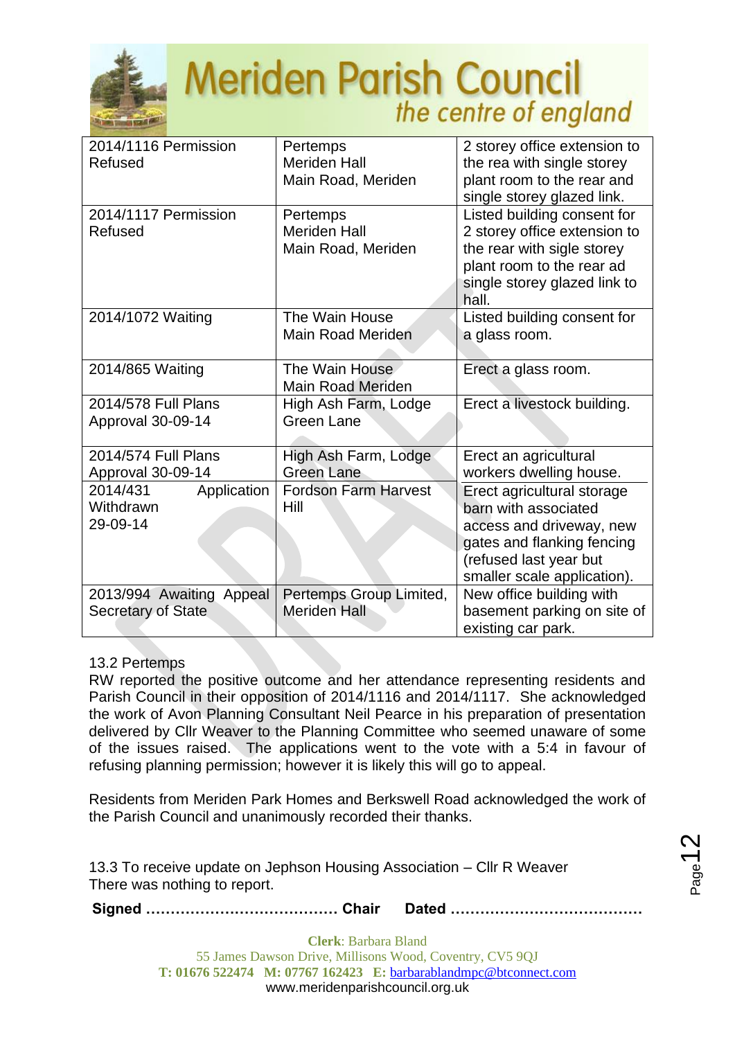| | | |
|---|---|---|
| 2014/1116 Permission Refused | Pertemps Meriden Hall Main Road, Meriden | 2 storey office extension to the rea with single storey plant room to the rear and single storey glazed link. |
| 2014/1117 Permission Refused | Pertemps Meriden Hall Main Road, Meriden | Listed building consent for 2 storey office extension to the rear with sigle storey plant room to the rear ad single storey glazed link to hall. |
| 2014/1072 Waiting | The Wain House Main Road Meriden | Listed building consent for a glass room. |
| 2014/865 Waiting | The Wain House Main Road Meriden | Erect a glass room. |
| 2014/578 Full Plans Approval 30-09-14 | High Ash Farm, Lodge Green Lane | Erect a livestock building. |
| 2014/574 Full Plans Approval 30-09-14 | High Ash Farm, Lodge Green Lane | Erect an agricultural workers dwelling house. |
| 2014/431 Application Withdrawn 29-09-14 | Fordson Farm Harvest Hill | Erect agricultural storage barn with associated access and driveway, new gates and flanking fencing (refused last year but smaller scale application). |
| 2013/994 Awaiting Appeal Secretary of State | Pertemps Group Limited, Meriden Hall | New office building with basement parking on site of existing car park. |

13.2 Pertemps

RW reported the positive outcome and her attendance representing residents and Parish Council in their opposition of 2014/1116 and 2014/1117. She acknowledged the work of Avon Planning Consultant Neil Pearce in his preparation of presentation delivered by Cllr Weaver to the Planning Committee who seemed unaware of some of the issues raised. The applications went to the vote with a 5:4 in favour of refusing planning permission; however it is likely this will go to appeal.

Residents from Meriden Park Homes and Berkswell Road acknowledged the work of the Parish Council and unanimously recorded their thanks.

13.3 To receive update on Jephson Housing Association – Cllr R Weaver

There was nothing to report.

**Signed ………………………………… Chair Dated …………………………………**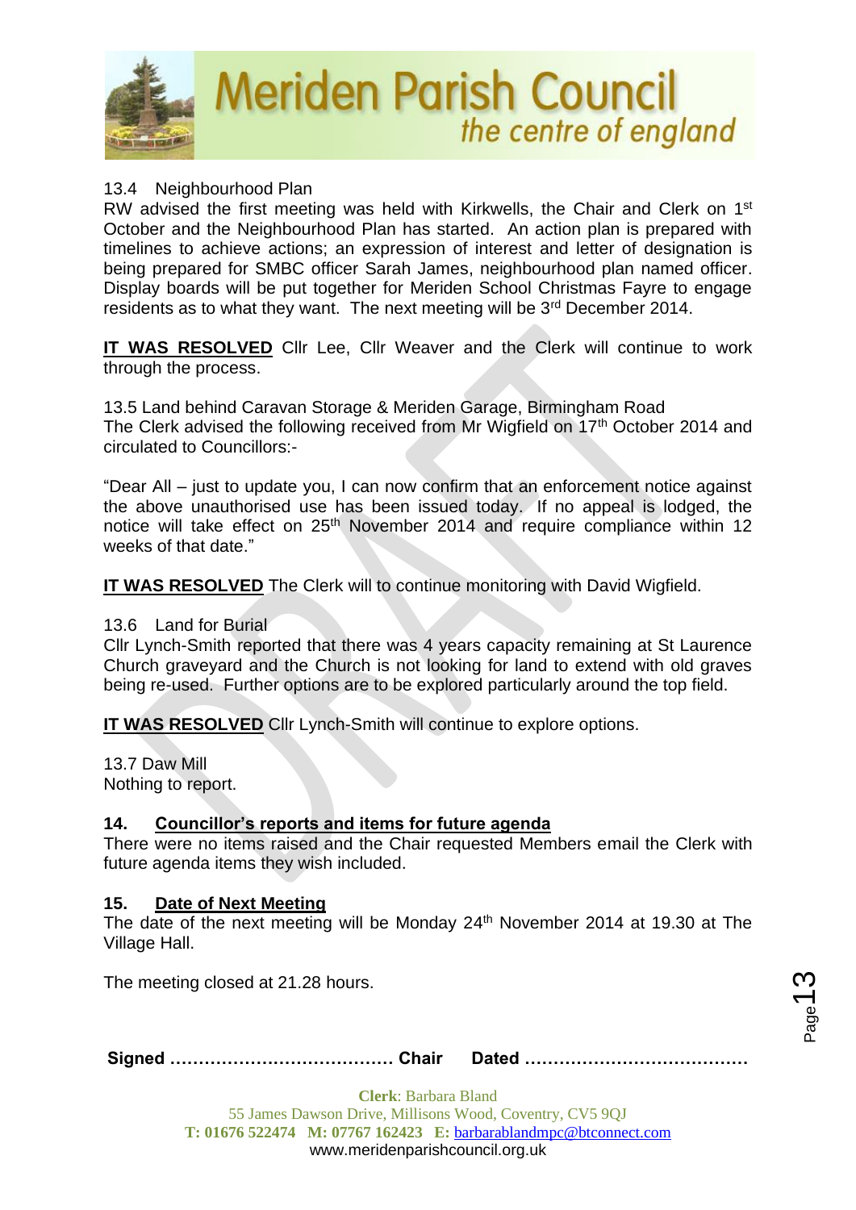13.4 Neighbourhood Plan

RW advised the first meeting was held with Kirkwells, the Chair and Clerk on 1st October and the Neighbourhood Plan has started. An action plan is prepared with timelines to achieve actions; an expression of interest and letter of designation is being prepared for SMBC officer Sarah James, neighbourhood plan named officer. Display boards will be put together for Meriden School Christmas Fayre to engage residents as to what they want. The next meeting will be 3rd December 2014.

**IT WAS RESOLVED** Cllr Lee, Cllr Weaver and the Clerk will continue to work through the process.

13.5 Land behind Caravan Storage & Meriden Garage, Birmingham Road

The Clerk advised the following received from Mr Wigfield on 17th October 2014 and circulated to Councillors:-

"Dear All – just to update you, I can now confirm that an enforcement notice against the above unauthorised use has been issued today. If no appeal is lodged, the notice will take effect on 25th November 2014 and require compliance within 12 weeks of that date."

**IT WAS RESOLVED** The Clerk will to continue monitoring with David Wigfield.

13.6 Land for Burial

Cllr Lynch-Smith reported that there was 4 years capacity remaining at St Laurence Church graveyard and the Church is not looking for land to extend with old graves being re-used. Further options are to be explored particularly around the top field.

**IT WAS RESOLVED** Cllr Lynch-Smith will continue to explore options.

13.7 Daw Mill

Nothing to report.

## 14. Councillor's reports and items for future agenda

There were no items raised and the Chair requested Members email the Clerk with future agenda items they wish included.

## 15. Date of Next Meeting

The date of the next meeting will be Monday 24th November 2014 at 19.30 at The Village Hall.

The meeting closed at 21.28 hours.

**Signed ………………………………… Chair  Dated …………………………………**